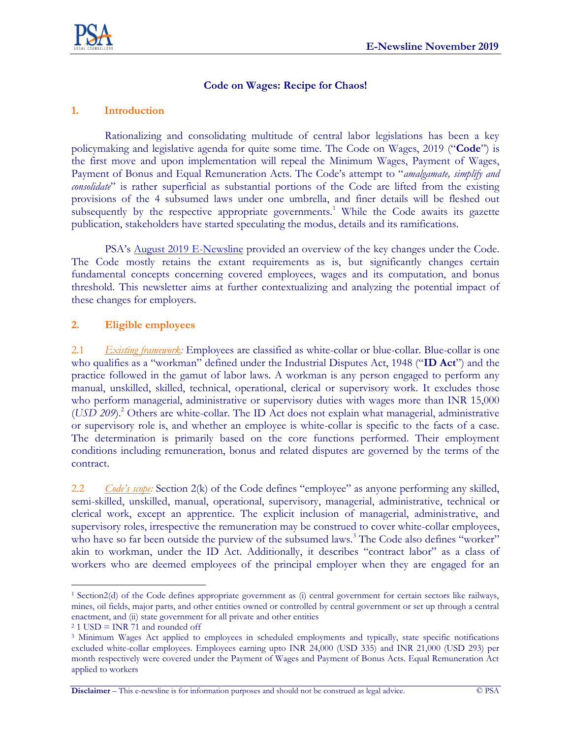# Code on Wages: Recipe for Chaos!

## 1. Introduction

Rationalizing and consolidating multitude of central labor legislations has been a key policymaking and legislative agenda for quite some time. The Code on Wages, 2019 ("**Code**") is the first move and upon implementation will repeal the Minimum Wages, Payment of Wages, Payment of Bonus and Equal Remuneration Acts. The Code's attempt to "*amalgamate, simplify and consolidate*" is rather superficial as substantial portions of the Code are lifted from the existing provisions of the 4 subsumed laws under one umbrella, and finer details will be fleshed out subsequently by the respective appropriate governments.[1] While the Code awaits its gazette publication, stakeholders have started speculating the modus, details and its ramifications.

PSA's August 2019 E-Newsline provided an overview of the key changes under the Code. The Code mostly retains the extant requirements as is, but significantly changes certain fundamental concepts concerning covered employees, wages and its computation, and bonus threshold. This newsletter aims at further contextualizing and analyzing the potential impact of these changes for employers.

## 2. Eligible employees

2.1 *Existing framework:* Employees are classified as white-collar or blue-collar. Blue-collar is one who qualifies as a "workman" defined under the Industrial Disputes Act, 1948 ("**ID Act**") and the practice followed in the gamut of labor laws. A workman is any person engaged to perform any manual, unskilled, skilled, technical, operational, clerical or supervisory work. It excludes those who perform managerial, administrative or supervisory duties with wages more than INR 15,000 (*USD 209*).[2] Others are white-collar. The ID Act does not explain what managerial, administrative or supervisory role is, and whether an employee is white-collar is specific to the facts of a case. The determination is primarily based on the core functions performed. Their employment conditions including remuneration, bonus and related disputes are governed by the terms of the contract.

2.2 *Code's scope:* Section 2(k) of the Code defines "employee" as anyone performing any skilled, semi-skilled, unskilled, manual, operational, supervisory, managerial, administrative, technical or clerical work, except an apprentice. The explicit inclusion of managerial, administrative, and supervisory roles, irrespective the remuneration may be construed to cover white-collar employees, who have so far been outside the purview of the subsumed laws.[3] The Code also defines "worker" akin to workman, under the ID Act. Additionally, it describes "contract labor" as a class of workers who are deemed employees of the principal employer when they are engaged for an

---

[1] Section2(d) of the Code defines appropriate government as (i) central government for certain sectors like railways, mines, oil fields, major parts, and other entities owned or controlled by central government or set up through a central enactment, and (ii) state government for all private and other entities

[2] 1 USD = INR 71 and rounded off

[3] Minimum Wages Act applied to employees in scheduled employments and typically, state specific notifications excluded white-collar employees. Employees earning upto INR 24,000 (USD 335) and INR 21,000 (USD 293) per month respectively were covered under the Payment of Wages and Payment of Bonus Acts. Equal Remuneration Act applied to workers

**Disclaimer** – This e-newsline is for information purposes and should not be construed as legal advice. © PSA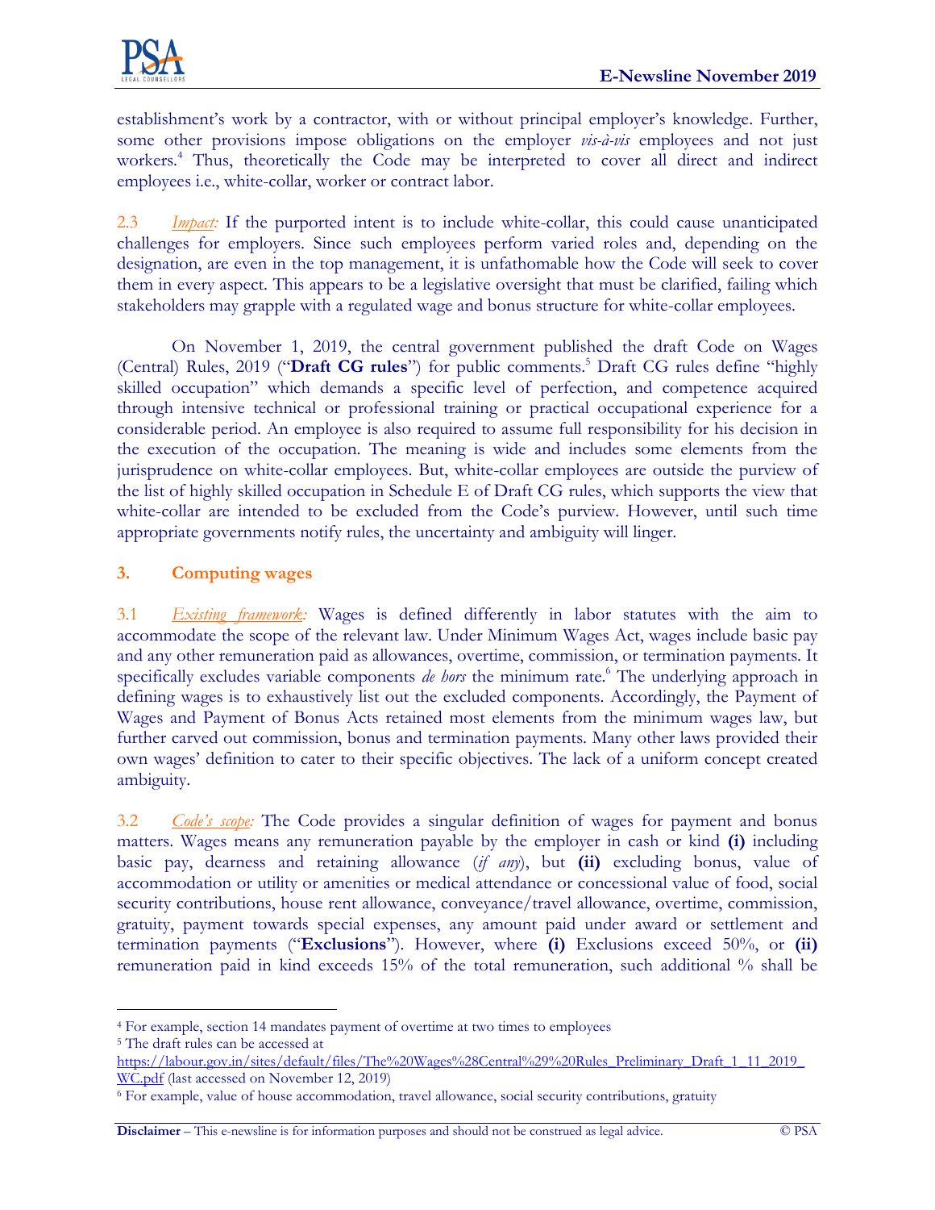establishment's work by a contractor, with or without principal employer's knowledge. Further, some other provisions impose obligations on the employer *vis-à-vis* employees and not just workers.[4] Thus, theoretically the Code may be interpreted to cover all direct and indirect employees i.e., white-collar, worker or contract labor.

2.3 *Impact:* If the purported intent is to include white-collar, this could cause unanticipated challenges for employers. Since such employees perform varied roles and, depending on the designation, are even in the top management, it is unfathomable how the Code will seek to cover them in every aspect. This appears to be a legislative oversight that must be clarified, failing which stakeholders may grapple with a regulated wage and bonus structure for white-collar employees.

On November 1, 2019, the central government published the draft Code on Wages (Central) Rules, 2019 ("**Draft CG rules**") for public comments.[5] Draft CG rules define "highly skilled occupation" which demands a specific level of perfection, and competence acquired through intensive technical or professional training or practical occupational experience for a considerable period. An employee is also required to assume full responsibility for his decision in the execution of the occupation. The meaning is wide and includes some elements from the jurisprudence on white-collar employees. But, white-collar employees are outside the purview of the list of highly skilled occupation in Schedule E of Draft CG rules, which supports the view that white-collar are intended to be excluded from the Code's purview. However, until such time appropriate governments notify rules, the uncertainty and ambiguity will linger.

## 3. Computing wages

3.1 *Existing framework:* Wages is defined differently in labor statutes with the aim to accommodate the scope of the relevant law. Under Minimum Wages Act, wages include basic pay and any other remuneration paid as allowances, overtime, commission, or termination payments. It specifically excludes variable components *de hors* the minimum rate.[6] The underlying approach in defining wages is to exhaustively list out the excluded components. Accordingly, the Payment of Wages and Payment of Bonus Acts retained most elements from the minimum wages law, but further carved out commission, bonus and termination payments. Many other laws provided their own wages' definition to cater to their specific objectives. The lack of a uniform concept created ambiguity.

3.2 *Code's scope:* The Code provides a singular definition of wages for payment and bonus matters. Wages means any remuneration payable by the employer in cash or kind **(i)** including basic pay, dearness and retaining allowance (*if any*), but **(ii)** excluding bonus, value of accommodation or utility or amenities or medical attendance or concessional value of food, social security contributions, house rent allowance, conveyance/travel allowance, overtime, commission, gratuity, payment towards special expenses, any amount paid under award or settlement and termination payments ("**Exclusions**"). However, where **(i)** Exclusions exceed 50%, or **(ii)** remuneration paid in kind exceeds 15% of the total remuneration, such additional % shall be

---

[4] For example, section 14 mandates payment of overtime at two times to employees

[5] The draft rules can be accessed at https://labour.gov.in/sites/default/files/The%20Wages%28Central%29%20Rules_Preliminary_Draft_1_11_2019_WC.pdf (last accessed on November 12, 2019)

[6] For example, value of house accommodation, travel allowance, social security contributions, gratuity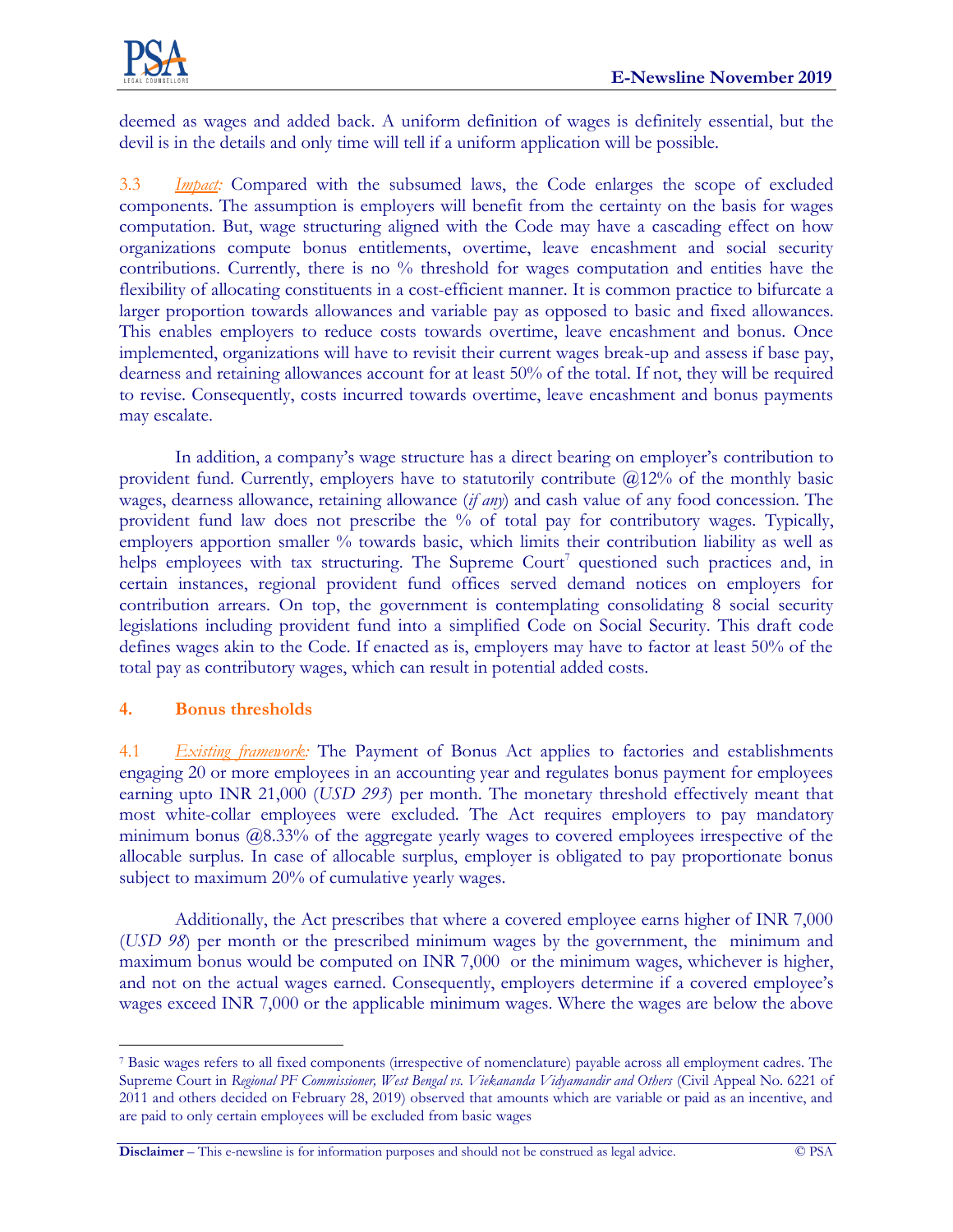deemed as wages and added back. A uniform definition of wages is definitely essential, but the devil is in the details and only time will tell if a uniform application will be possible.

3.3 *Impact:* Compared with the subsumed laws, the Code enlarges the scope of excluded components. The assumption is employers will benefit from the certainty on the basis for wages computation. But, wage structuring aligned with the Code may have a cascading effect on how organizations compute bonus entitlements, overtime, leave encashment and social security contributions. Currently, there is no % threshold for wages computation and entities have the flexibility of allocating constituents in a cost-efficient manner. It is common practice to bifurcate a larger proportion towards allowances and variable pay as opposed to basic and fixed allowances. This enables employers to reduce costs towards overtime, leave encashment and bonus. Once implemented, organizations will have to revisit their current wages break-up and assess if base pay, dearness and retaining allowances account for at least 50% of the total. If not, they will be required to revise. Consequently, costs incurred towards overtime, leave encashment and bonus payments may escalate.

In addition, a company's wage structure has a direct bearing on employer's contribution to provident fund. Currently, employers have to statutorily contribute @12% of the monthly basic wages, dearness allowance, retaining allowance (*if any*) and cash value of any food concession. The provident fund law does not prescribe the % of total pay for contributory wages. Typically, employers apportion smaller % towards basic, which limits their contribution liability as well as helps employees with tax structuring. The Supreme Court[7] questioned such practices and, in certain instances, regional provident fund offices served demand notices on employers for contribution arrears. On top, the government is contemplating consolidating 8 social security legislations including provident fund into a simplified Code on Social Security. This draft code defines wages akin to the Code. If enacted as is, employers may have to factor at least 50% of the total pay as contributory wages, which can result in potential added costs.

## 4. Bonus thresholds

4.1 *Existing framework:* The Payment of Bonus Act applies to factories and establishments engaging 20 or more employees in an accounting year and regulates bonus payment for employees earning upto INR 21,000 (*USD 293*) per month. The monetary threshold effectively meant that most white-collar employees were excluded. The Act requires employers to pay mandatory minimum bonus @8.33% of the aggregate yearly wages to covered employees irrespective of the allocable surplus. In case of allocable surplus, employer is obligated to pay proportionate bonus subject to maximum 20% of cumulative yearly wages.

Additionally, the Act prescribes that where a covered employee earns higher of INR 7,000 (*USD 98*) per month or the prescribed minimum wages by the government, the minimum and maximum bonus would be computed on INR 7,000 or the minimum wages, whichever is higher, and not on the actual wages earned. Consequently, employers determine if a covered employee's wages exceed INR 7,000 or the applicable minimum wages. Where the wages are below the above

---

[7] Basic wages refers to all fixed components (irrespective of nomenclature) payable across all employment cadres. The Supreme Court in *Regional PF Commissioner, West Bengal vs. Viekananda Vidyamandir and Others* (Civil Appeal No. 6221 of 2011 and others decided on February 28, 2019) observed that amounts which are variable or paid as an incentive, and are paid to only certain employees will be excluded from basic wages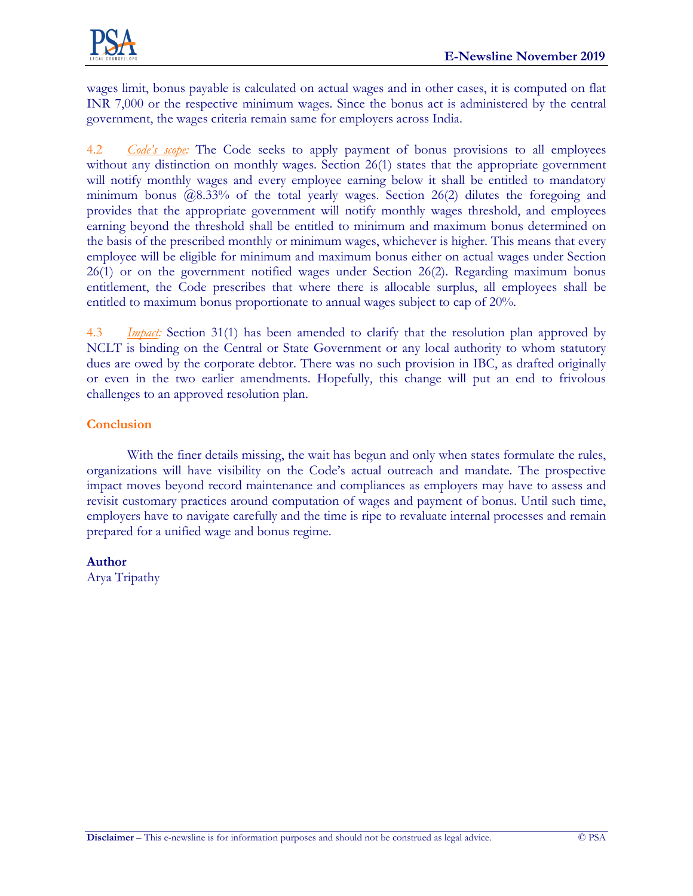wages limit, bonus payable is calculated on actual wages and in other cases, it is computed on flat INR 7,000 or the respective minimum wages. Since the bonus act is administered by the central government, the wages criteria remain same for employers across India.

4.2 *Code's scope:* The Code seeks to apply payment of bonus provisions to all employees without any distinction on monthly wages. Section 26(1) states that the appropriate government will notify monthly wages and every employee earning below it shall be entitled to mandatory minimum bonus @8.33% of the total yearly wages. Section 26(2) dilutes the foregoing and provides that the appropriate government will notify monthly wages threshold, and employees earning beyond the threshold shall be entitled to minimum and maximum bonus determined on the basis of the prescribed monthly or minimum wages, whichever is higher. This means that every employee will be eligible for minimum and maximum bonus either on actual wages under Section 26(1) or on the government notified wages under Section 26(2). Regarding maximum bonus entitlement, the Code prescribes that where there is allocable surplus, all employees shall be entitled to maximum bonus proportionate to annual wages subject to cap of 20%.

4.3 *Impact:* Section 31(1) has been amended to clarify that the resolution plan approved by NCLT is binding on the Central or State Government or any local authority to whom statutory dues are owed by the corporate debtor. There was no such provision in IBC, as drafted originally or even in the two earlier amendments. Hopefully, this change will put an end to frivolous challenges to an approved resolution plan.

## Conclusion

With the finer details missing, the wait has begun and only when states formulate the rules, organizations will have visibility on the Code's actual outreach and mandate. The prospective impact moves beyond record maintenance and compliances as employers may have to assess and revisit customary practices around computation of wages and payment of bonus. Until such time, employers have to navigate carefully and the time is ripe to revaluate internal processes and remain prepared for a unified wage and bonus regime.

**Author**
Arya Tripathy